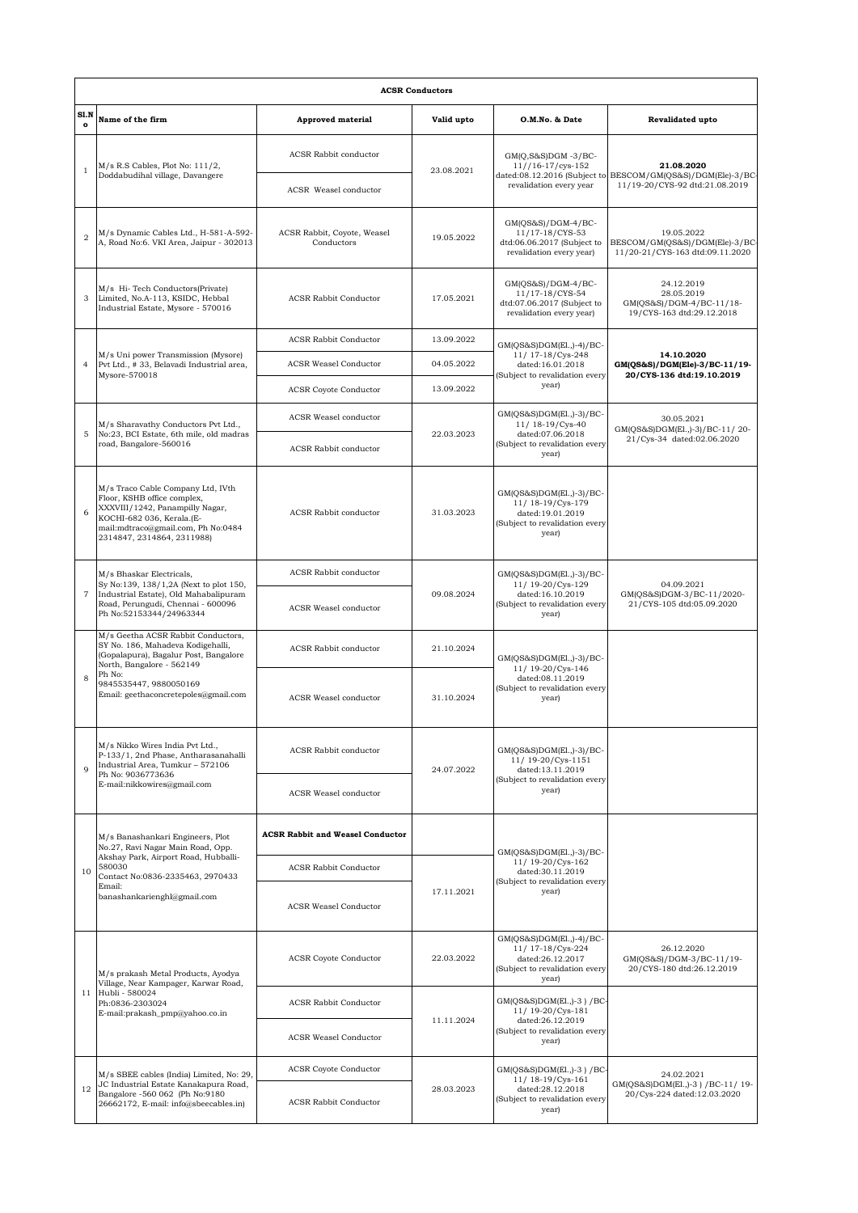**ACSR Conductors**

| Sl.No | Name of the firm | Approved material | Valid upto | O.M.No. & Date | Revalidated upto |
|---|---|---|---|---|---|
| 1 | M/s R.S Cables, Plot No: 111/2, Doddabudihal village, Davangere | ACSR Rabbit conductor | 23.08.2021 | GM(Q,S&S)DGM -3/BC-11//16-17/cys-152 dated:08.12.2016 (Subject to revalidation every year | **21.08.2020** BESCOM/GM(QS&S)/DGM(Ele)-3/BC-11/19-20/CYS-92 dtd:21.08.2019 |
| | | ACSR Weasel conductor | | | |
| 2 | M/s Dynamic Cables Ltd., H-581-A-592-A, Road No:6. VKI Area, Jaipur - 302013 | ACSR Rabbit, Coyote, Weasel Conductors | 19.05.2022 | GM(QS&S)/DGM-4/BC-11/17-18/CYS-53 dtd:06.06.2017 (Subject to revalidation every year) | 19.05.2022 BESCOM/GM(QS&S)/DGM(Ele)-3/BC-11/20-21/CYS-163 dtd:09.11.2020 |
| 3 | M/s Hi- Tech Conductors(Private) Limited, No.A-113, KSIDC, Hebbal Industrial Estate, Mysore - 570016 | ACSR Rabbit Conductor | 17.05.2021 | GM(QS&S)/DGM-4/BC-11/17-18/CYS-54 dtd:07.06.2017 (Subject to revalidation every year) | 24.12.2019 28.05.2019 GM(QS&S)/DGM-4/BC-11/18-19/CYS-163 dtd:29.12.2018 |
| 4 | M/s Uni power Transmission (Mysore) Pvt Ltd., # 33, Belavadi Industrial area, Mysore-570018 | ACSR Rabbit Conductor | 13.09.2022 | GM(QS&S)DGM(El.,)-4)/BC-11/ 17-18/Cys-248 dated:16.01.2018 (Subject to revalidation every year) | **14.10.2020 GM(QS&S)/DGM(Ele)-3/BC-11/19-20/CYS-136 dtd:19.10.2019** |
| | | ACSR Weasel Conductor | 04.05.2022 | | |
| | | ACSR Coyote Conductor | 13.09.2022 | | |
| 5 | M/s Sharavathy Conductors Pvt Ltd., No:23, BCI Estate, 6th mile, old madras road, Bangalore-560016 | ACSR Weasel conductor | 22.03.2023 | GM(QS&S)DGM(El.,)-3)/BC-11/ 18-19/Cys-40 dated:07.06.2018 (Subject to revalidation every year) | 30.05.2021 GM(QS&S)DGM(El.,)-3)/BC-11/ 20-21/Cys-34 dated:02.06.2020 |
| | | ACSR Rabbit conductor | | | |
| 6 | M/s Traco Cable Company Ltd, IVth Floor, KSHB office complex, XXXVIII/1242, Panampilly Nagar, KOCHI-682 036, Kerala.(E-mail:mdtraco@gmail.com, Ph No:0484 2314847, 2314864, 2311988) | ACSR Rabbit conductor | 31.03.2023 | GM(QS&S)DGM(El.,)-3)/BC-11/ 18-19/Cys-179 dated:19.01.2019 (Subject to revalidation every year) | |
| 7 | M/s Bhaskar Electricals, Sy No:139, 138/1,2A (Next to plot 150, Industrial Estate), Old Mahabalipuram Road, Perungudi, Chennai - 600096 Ph No:52153344/24963344 | ACSR Rabbit conductor | 09.08.2024 | GM(QS&S)DGM(El.,)-3)/BC-11/ 19-20/Cys-129 dated:16.10.2019 (Subject to revalidation every year) | 04.09.2021 GM(QS&S)DGM-3/BC-11/2020-21/CYS-105 dtd:05.09.2020 |
| | | ACSR Weasel conductor | | | |
| 8 | M/s Geetha ACSR Rabbit Conductors, SY No. 186, Mahadeva Kodigehalli, (Gopalapura), Bagalur Post, Bangalore North, Bangalore - 562149 Ph No: 9845535447, 9880050169 Email: geethaconcretepoles@gmail.com | ACSR Rabbit conductor | 21.10.2024 | GM(QS&S)DGM(El.,)-3)/BC-11/ 19-20/Cys-146 dated:08.11.2019 (Subject to revalidation every year) | |
| | | ACSR Weasel conductor | 31.10.2024 | | |
| 9 | M/s Nikko Wires India Pvt Ltd., P-133/1, 2nd Phase, Antharasanahalli Industrial Area, Tumkur – 572106 Ph No: 9036773636 E-mail:nikkowires@gmail.com | ACSR Rabbit conductor | 24.07.2022 | GM(QS&S)DGM(El.,)-3)/BC-11/ 19-20/Cys-1151 dated:13.11.2019 (Subject to revalidation every year) | |
| | | ACSR Weasel conductor | | | |
| 10 | M/s Banashankari Engineers, Plot No.27, Ravi Nagar Main Road, Opp. Akshay Park, Airport Road, Hubballi-580030 Contact No:0836-2335463, 2970433 Email: banashankarienghl@gmail.com | **ACSR Rabbit and Weasel Conductor** | 17.11.2021 | GM(QS&S)DGM(El.,)-3)/BC-11/ 19-20/Cys-162 dated:30.11.2019 (Subject to revalidation every year) | |
| | | ACSR Rabbit Conductor | | | |
| | | ACSR Weasel Conductor | | | |
| 11 | M/s prakash Metal Products, Ayodya Village, Near Kampager, Karwar Road, Hubli - 580024 Ph:0836-2303024 E-mail:prakash_pmp@yahoo.co.in | ACSR Coyote Conductor | 22.03.2022 | GM(QS&S)DGM(El.,)-4)/BC-11/ 17-18/Cys-224 dated:26.12.2017 (Subject to revalidation every year) | 26.12.2020 GM(QS&S)/DGM-3/BC-11/19-20/CYS-180 dtd:26.12.2019 |
| | | ACSR Rabbit Conductor | 11.11.2024 | GM(QS&S)DGM(El.,)-3 ) /BC-11/ 19-20/Cys-181 dated:26.12.2019 (Subject to revalidation every year) | |
| | | ACSR Weasel Conductor | | | |
| 12 | M/s SBEE cables (India) Limited, No: 29, JC Industrial Estate Kanakapura Road, Bangalore -560 062 (Ph No:9180 26662172, E-mail: info@sbeecables.in) | ACSR Coyote Conductor | 28.03.2023 | GM(QS&S)DGM(El.,)-3 ) /BC-11/ 18-19/Cys-161 dated:28.12.2018 (Subject to revalidation every year) | 24.02.2021 GM(QS&S)DGM(El.,)-3 ) /BC-11/ 19-20/Cys-224 dated:12.03.2020 |
| | | ACSR Rabbit Conductor | | | |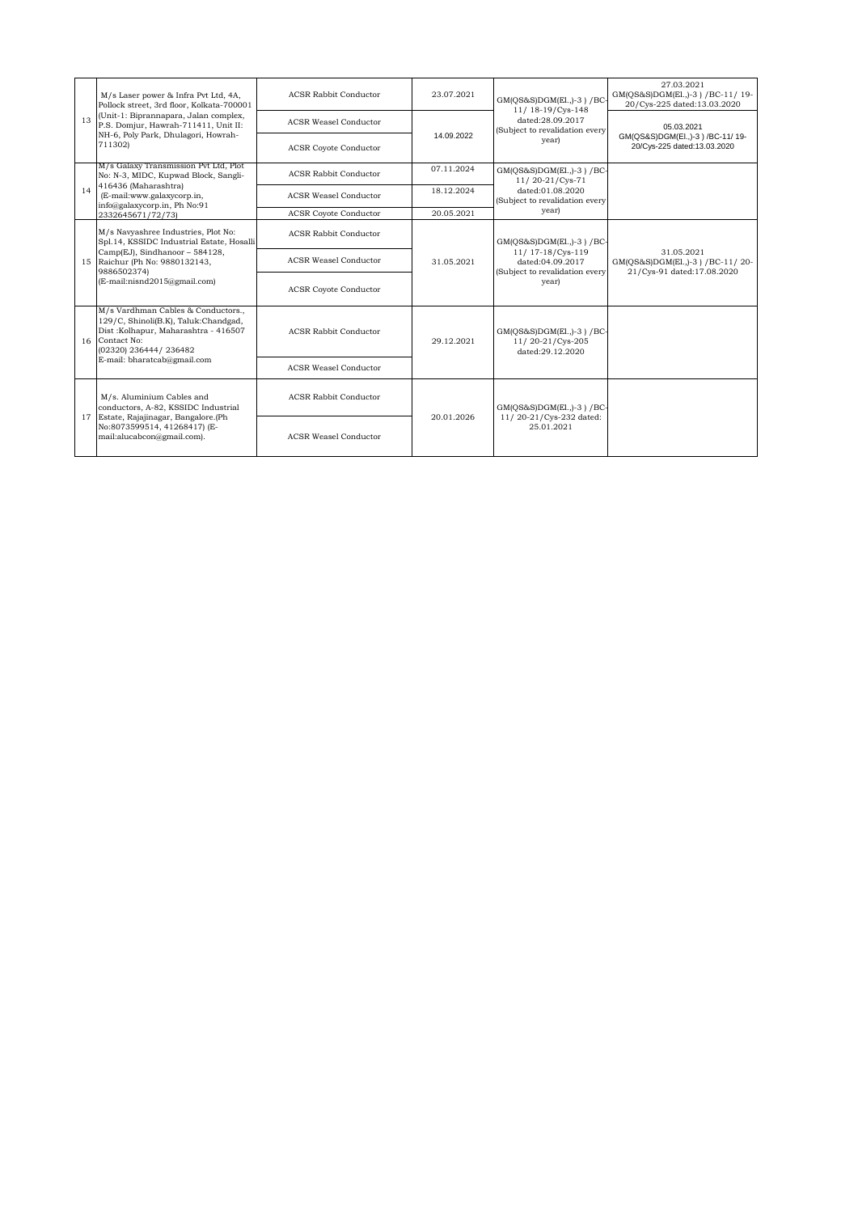| | | | | | |
|---|---|---|---|---|---|
| 13 | M/s Laser power & Infra Pvt Ltd, 4A, Pollock street, 3rd floor, Kolkata-700001 (Unit-1: Biprannapara, Jalan complex, P.S. Domjur, Hawrah-711411, Unit II: NH-6, Poly Park, Dhulagori, Howrah-711302) | ACSR Rabbit Conductor | 23.07.2021 | GM(QS&S)DGM(El.,)-3 ) /BC-11/ 18-19/Cys-148 dated:28.09.2017 (Subject to revalidation every year) | 27.03.2021 GM(QS&S)DGM(El.,)-3 ) /BC-11/ 19-20/Cys-225 dated:13.03.2020 |
| | | ACSR Weasel Conductor | 14.09.2022 | | 05.03.2021 GM(QS&S)DGM(El.,)-3 ) /BC-11/ 19-20/Cys-225 dated:13.03.2020 |
| | | ACSR Coyote Conductor | | | |
| 14 | M/s Galaxy Transmission Pvt Ltd, Plot No: N-3, MIDC, Kupwad Block, Sangli-416436 (Maharashtra) (E-mail:www.galaxycorp.in, info@galaxycorp.in, Ph No:91 2332645671/72/73) | ACSR Rabbit Conductor | 07.11.2024 | GM(QS&S)DGM(El.,)-3 ) /BC-11/ 20-21/Cys-71 dated:01.08.2020 (Subject to revalidation every year) | |
| | | ACSR Weasel Conductor | 18.12.2024 | | |
| | | ACSR Coyote Conductor | 20.05.2021 | | |
| 15 | M/s Navyashree Industries, Plot No: Spl.14, KSSIDC Industrial Estate, Hosalli Camp(EJ), Sindhanoor – 584128, Raichur (Ph No: 9880132143, 9886502374) (E-mail:nisnd2015@gmail.com) | ACSR Rabbit Conductor | 31.05.2021 | GM(QS&S)DGM(El.,)-3 ) /BC-11/ 17-18/Cys-119 dated:04.09.2017 (Subject to revalidation every year) | 31.05.2021 GM(QS&S)DGM(El.,)-3 ) /BC-11/ 20-21/Cys-91 dated:17.08.2020 |
| | | ACSR Weasel Conductor | | | |
| | | ACSR Coyote Conductor | | | |
| 16 | M/s Vardhman Cables & Conductors., 129/C, Shinoli(B.K), Taluk:Chandgad, Dist :Kolhapur, Maharashtra - 416507 Contact No: (02320) 236444/ 236482 E-mail: bharatcab@gmail.com | ACSR Rabbit Conductor | 29.12.2021 | GM(QS&S)DGM(El.,)-3 ) /BC-11/ 20-21/Cys-205 dated:29.12.2020 | |
| | | ACSR Weasel Conductor | | | |
| 17 | M/s. Aluminium Cables and conductors, A-82, KSSIDC Industrial Estate, Rajajinagar, Bangalore.(Ph No:8073599514, 41268417) (E-mail:alucabcon@gmail.com). | ACSR Rabbit Conductor | 20.01.2026 | GM(QS&S)DGM(El.,)-3 ) /BC-11/ 20-21/Cys-232 dated: 25.01.2021 | |
| | | ACSR Weasel Conductor | | | |